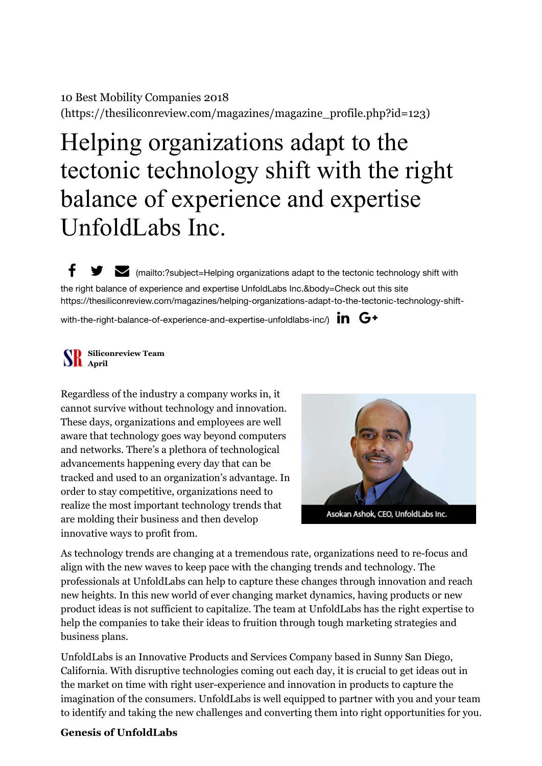10 Best Mobility Companies 2018 (https://thesiliconreview.com/magazines/magazine_profile.php?id=123)

# Helping organizations adapt to the tectonic technology shift with the right balance of experience and expertise UnfoldLabs Inc.

(mailto:?subject=Helping organizations adapt to the tectonic technology shift with the right balance of experience and expertise UnfoldLabs Inc.&body=Check out this site https://thesiliconreview.com/magazines/helping-organizations-adapt-to-the-tectonic-technology-shift-with-the-right-balance-of-experience-and-expertise-unfoldlabs-inc/)

**Siliconreview Team**
**April**

Regardless of the industry a company works in, it cannot survive without technology and innovation. These days, organizations and employees are well aware that technology goes way beyond computers and networks. There's a plethora of technological advancements happening every day that can be tracked and used to an organization's advantage. In order to stay competitive, organizations need to realize the most important technology trends that are molding their business and then develop innovative ways to profit from.

Asokan Ashok, CEO, UnfoldLabs Inc.

As technology trends are changing at a tremendous rate, organizations need to re-focus and align with the new waves to keep pace with the changing trends and technology. The professionals at UnfoldLabs can help to capture these changes through innovation and reach new heights. In this new world of ever changing market dynamics, having products or new product ideas is not sufficient to capitalize. The team at UnfoldLabs has the right expertise to help the companies to take their ideas to fruition through tough marketing strategies and business plans.

UnfoldLabs is an Innovative Products and Services Company based in Sunny San Diego, California. With disruptive technologies coming out each day, it is crucial to get ideas out in the market on time with right user-experience and innovation in products to capture the imagination of the consumers. UnfoldLabs is well equipped to partner with you and your team to identify and taking the new challenges and converting them into right opportunities for you.

**Genesis of UnfoldLabs**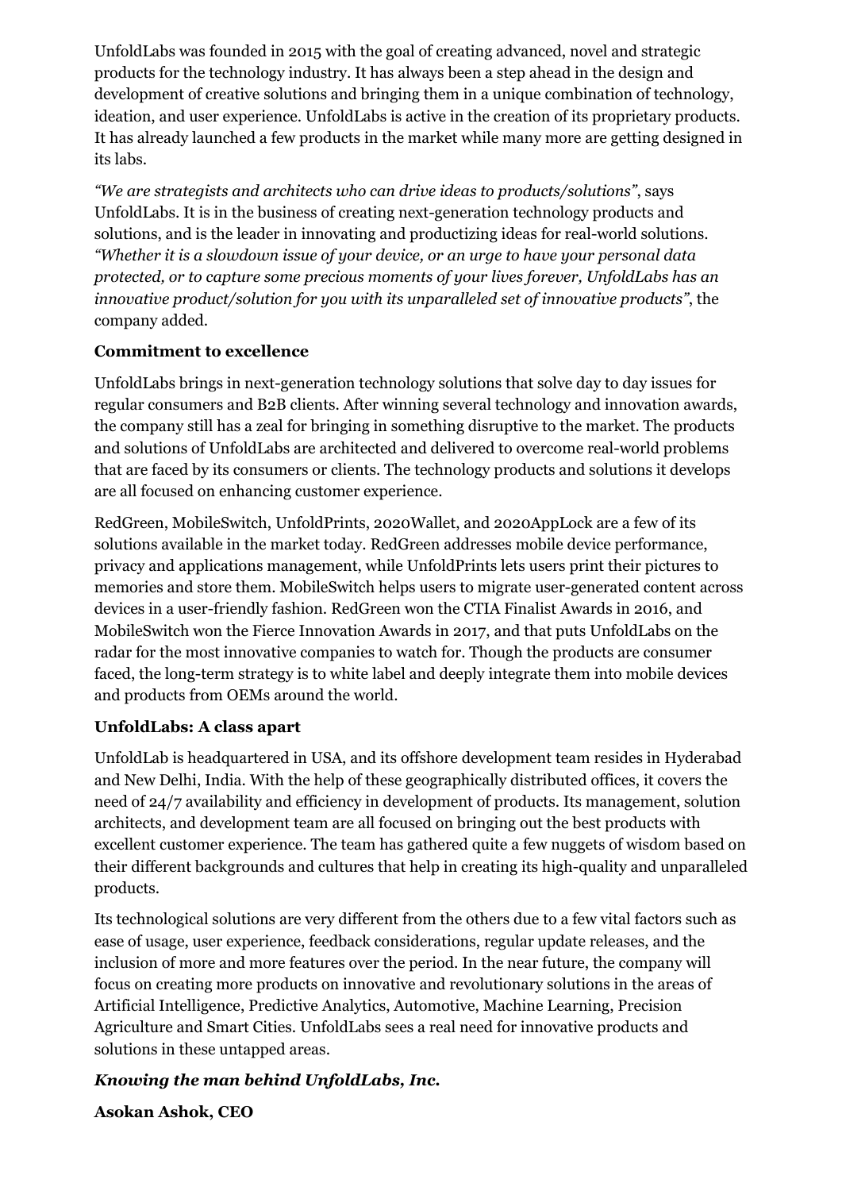UnfoldLabs was founded in 2015 with the goal of creating advanced, novel and strategic products for the technology industry. It has always been a step ahead in the design and development of creative solutions and bringing them in a unique combination of technology, ideation, and user experience. UnfoldLabs is active in the creation of its proprietary products. It has already launched a few products in the market while many more are getting designed in its labs.

*"We are strategists and architects who can drive ideas to products/solutions"*, says UnfoldLabs. It is in the business of creating next-generation technology products and solutions, and is the leader in innovating and productizing ideas for real-world solutions. *"Whether it is a slowdown issue of your device, or an urge to have your personal data protected, or to capture some precious moments of your lives forever, UnfoldLabs has an innovative product/solution for you with its unparalleled set of innovative products"*, the company added.

**Commitment to excellence**

UnfoldLabs brings in next-generation technology solutions that solve day to day issues for regular consumers and B2B clients. After winning several technology and innovation awards, the company still has a zeal for bringing in something disruptive to the market. The products and solutions of UnfoldLabs are architected and delivered to overcome real-world problems that are faced by its consumers or clients. The technology products and solutions it develops are all focused on enhancing customer experience.

RedGreen, MobileSwitch, UnfoldPrints, 2020Wallet, and 2020AppLock are a few of its solutions available in the market today. RedGreen addresses mobile device performance, privacy and applications management, while UnfoldPrints lets users print their pictures to memories and store them. MobileSwitch helps users to migrate user-generated content across devices in a user-friendly fashion. RedGreen won the CTIA Finalist Awards in 2016, and MobileSwitch won the Fierce Innovation Awards in 2017, and that puts UnfoldLabs on the radar for the most innovative companies to watch for. Though the products are consumer faced, the long-term strategy is to white label and deeply integrate them into mobile devices and products from OEMs around the world.

**UnfoldLabs: A class apart**

UnfoldLab is headquartered in USA, and its offshore development team resides in Hyderabad and New Delhi, India. With the help of these geographically distributed offices, it covers the need of 24/7 availability and efficiency in development of products. Its management, solution architects, and development team are all focused on bringing out the best products with excellent customer experience. The team has gathered quite a few nuggets of wisdom based on their different backgrounds and cultures that help in creating its high-quality and unparalleled products.

Its technological solutions are very different from the others due to a few vital factors such as ease of usage, user experience, feedback considerations, regular update releases, and the inclusion of more and more features over the period. In the near future, the company will focus on creating more products on innovative and revolutionary solutions in the areas of Artificial Intelligence, Predictive Analytics, Automotive, Machine Learning, Precision Agriculture and Smart Cities. UnfoldLabs sees a real need for innovative products and solutions in these untapped areas.

***Knowing the man behind UnfoldLabs, Inc.***

**Asokan Ashok, CEO**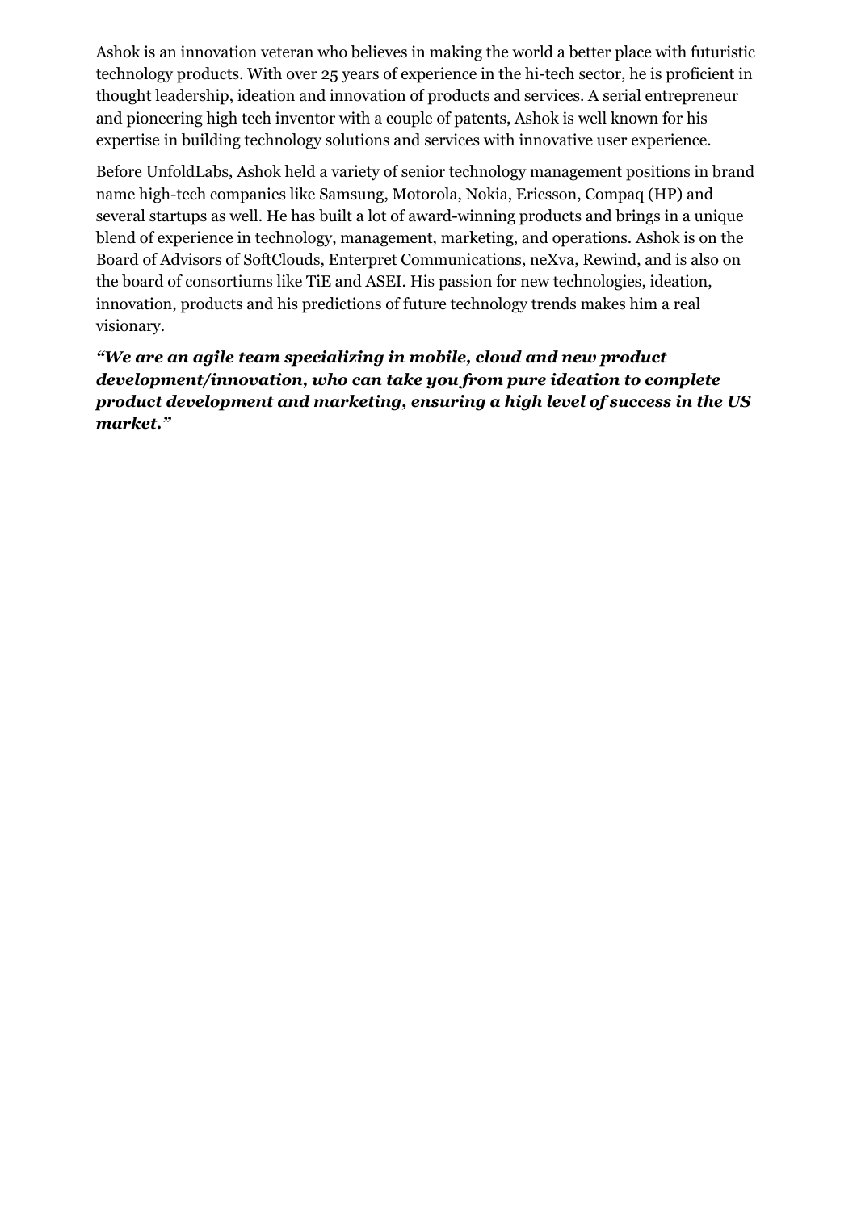Ashok is an innovation veteran who believes in making the world a better place with futuristic technology products. With over 25 years of experience in the hi-tech sector, he is proficient in thought leadership, ideation and innovation of products and services. A serial entrepreneur and pioneering high tech inventor with a couple of patents, Ashok is well known for his expertise in building technology solutions and services with innovative user experience.

Before UnfoldLabs, Ashok held a variety of senior technology management positions in brand name high-tech companies like Samsung, Motorola, Nokia, Ericsson, Compaq (HP) and several startups as well. He has built a lot of award-winning products and brings in a unique blend of experience in technology, management, marketing, and operations. Ashok is on the Board of Advisors of SoftClouds, Enterpret Communications, neXva, Rewind, and is also on the board of consortiums like TiE and ASEI. His passion for new technologies, ideation, innovation, products and his predictions of future technology trends makes him a real visionary.

***"We are an agile team specializing in mobile, cloud and new product development/innovation, who can take you from pure ideation to complete product development and marketing, ensuring a high level of success in the US market."***